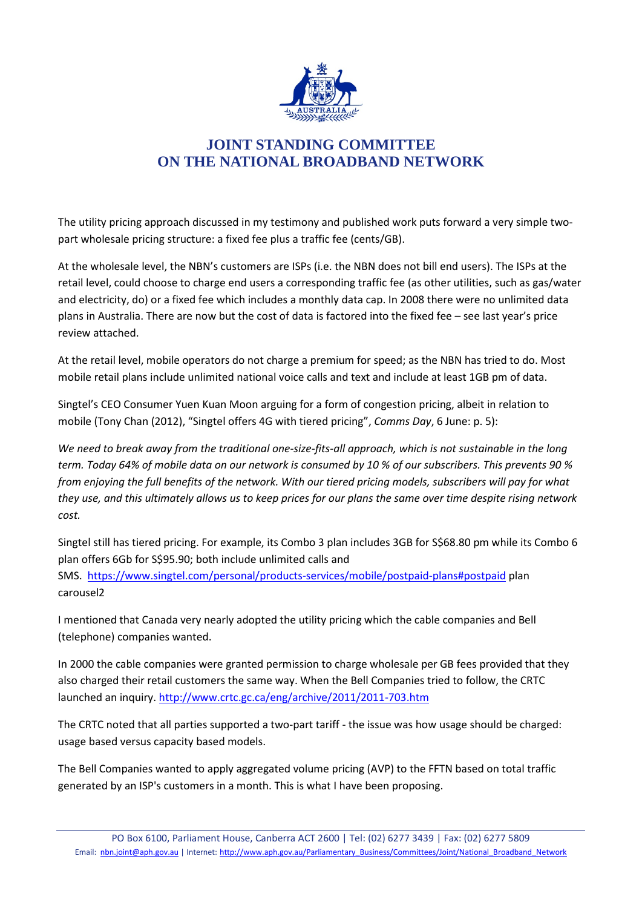# JOINT STANDING COMMITTEE ON THE NATIONAL BROADBAND NETWORK

The utility pricing approach discussed in my testimony and published work puts forward a very simple two-part wholesale pricing structure: a fixed fee plus a traffic fee (cents/GB).

At the wholesale level, the NBN's customers are ISPs (i.e. the NBN does not bill end users). The ISPs at the retail level, could choose to charge end users a corresponding traffic fee (as other utilities, such as gas/water and electricity, do) or a fixed fee which includes a monthly data cap. In 2008 there were no unlimited data plans in Australia. There are now but the cost of data is factored into the fixed fee – see last year's price review attached.

At the retail level, mobile operators do not charge a premium for speed; as the NBN has tried to do. Most mobile retail plans include unlimited national voice calls and text and include at least 1GB pm of data.

Singtel's CEO Consumer Yuen Kuan Moon arguing for a form of congestion pricing, albeit in relation to mobile (Tony Chan (2012), "Singtel offers 4G with tiered pricing", *Comms Day*, 6 June: p. 5):

*We need to break away from the traditional one-size-fits-all approach, which is not sustainable in the long term. Today 64% of mobile data on our network is consumed by 10 % of our subscribers. This prevents 90 % from enjoying the full benefits of the network. With our tiered pricing models, subscribers will pay for what they use, and this ultimately allows us to keep prices for our plans the same over time despite rising network cost.*

Singtel still has tiered pricing. For example, its Combo 3 plan includes 3GB for S$68.80 pm while its Combo 6 plan offers 6Gb for S$95.90; both include unlimited calls and SMS. https://www.singtel.com/personal/products-services/mobile/postpaid-plans#postpaid plan carousel2

I mentioned that Canada very nearly adopted the utility pricing which the cable companies and Bell (telephone) companies wanted.

In 2000 the cable companies were granted permission to charge wholesale per GB fees provided that they also charged their retail customers the same way. When the Bell Companies tried to follow, the CRTC launched an inquiry. http://www.crtc.gc.ca/eng/archive/2011/2011-703.htm

The CRTC noted that all parties supported a two-part tariff - the issue was how usage should be charged: usage based versus capacity based models.

The Bell Companies wanted to apply aggregated volume pricing (AVP) to the FFTN based on total traffic generated by an ISP's customers in a month. This is what I have been proposing.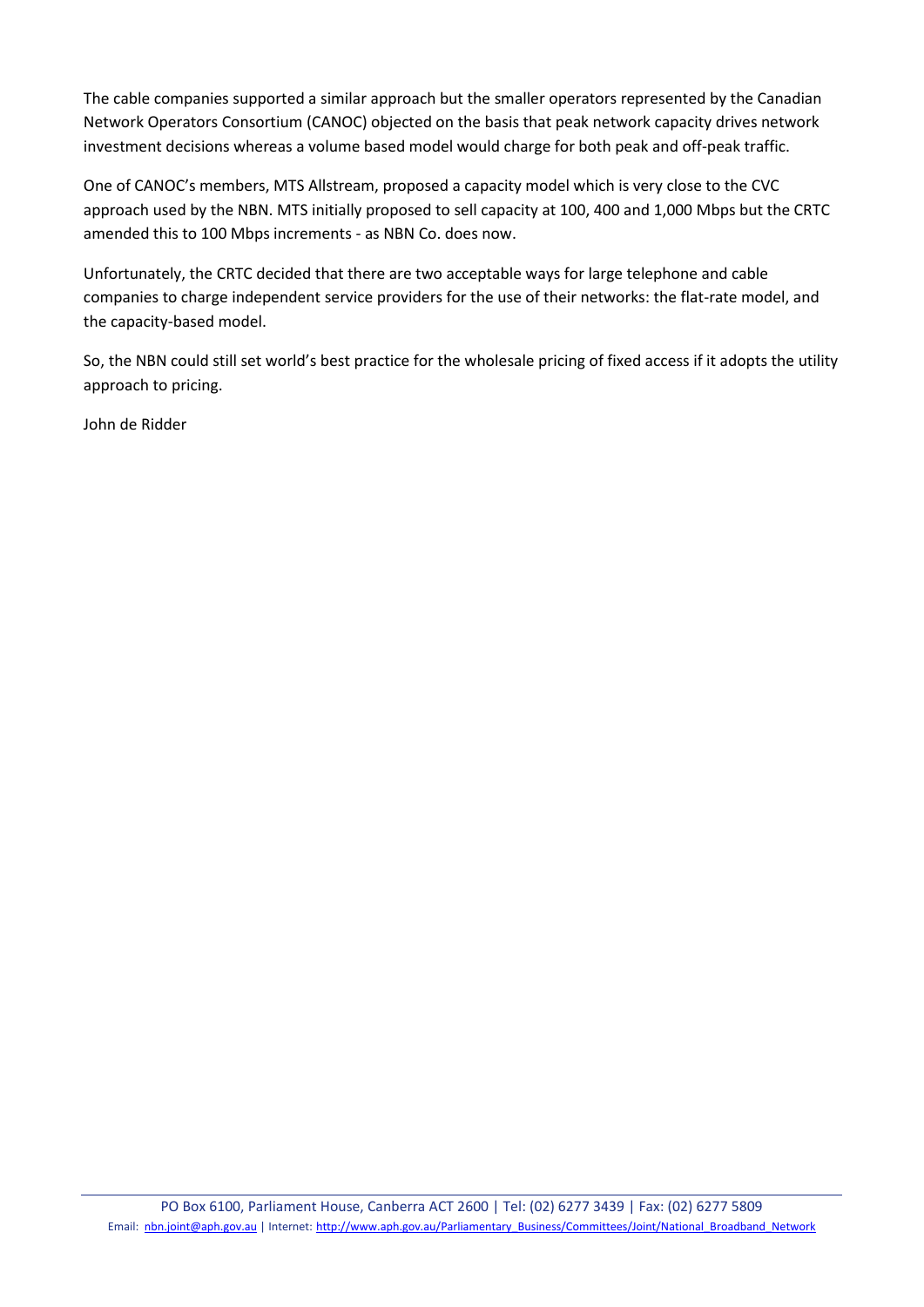The cable companies supported a similar approach but the smaller operators represented by the Canadian Network Operators Consortium (CANOC) objected on the basis that peak network capacity drives network investment decisions whereas a volume based model would charge for both peak and off-peak traffic.

One of CANOC's members, MTS Allstream, proposed a capacity model which is very close to the CVC approach used by the NBN. MTS initially proposed to sell capacity at 100, 400 and 1,000 Mbps but the CRTC amended this to 100 Mbps increments - as NBN Co. does now.

Unfortunately, the CRTC decided that there are two acceptable ways for large telephone and cable companies to charge independent service providers for the use of their networks: the flat-rate model, and the capacity-based model.

So, the NBN could still set world's best practice for the wholesale pricing of fixed access if it adopts the utility approach to pricing.

John de Ridder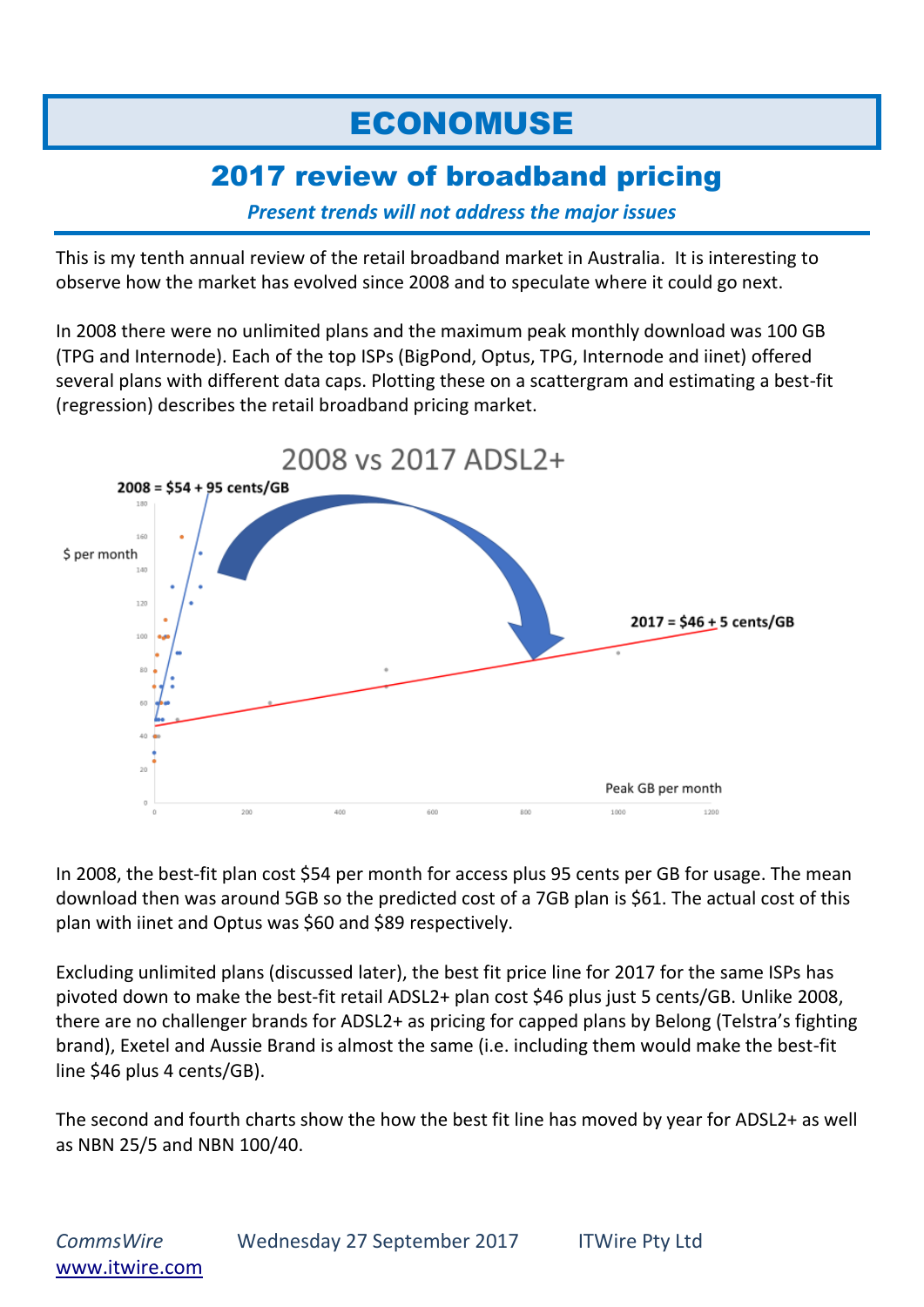# ECONOMUSE

## 2017 review of broadband pricing

*Present trends will not address the major issues*

This is my tenth annual review of the retail broadband market in Australia. It is interesting to observe how the market has evolved since 2008 and to speculate where it could go next.

In 2008 there were no unlimited plans and the maximum peak monthly download was 100 GB (TPG and Internode). Each of the top ISPs (BigPond, Optus, TPG, Internode and iinet) offered several plans with different data caps. Plotting these on a scattergram and estimating a best-fit (regression) describes the retail broadband pricing market.

2008 vs 2017 ADSL2+

2008 = $54 + 95 cents/GB

2017 = $46 + 5 cents/GB

$ per month

Peak GB per month

In 2008, the best-fit plan cost $54 per month for access plus 95 cents per GB for usage. The mean download then was around 5GB so the predicted cost of a 7GB plan is $61. The actual cost of this plan with iinet and Optus was $60 and $89 respectively.

Excluding unlimited plans (discussed later), the best fit price line for 2017 for the same ISPs has pivoted down to make the best-fit retail ADSL2+ plan cost $46 plus just 5 cents/GB. Unlike 2008, there are no challenger brands for ADSL2+ as pricing for capped plans by Belong (Telstra's fighting brand), Exetel and Aussie Brand is almost the same (i.e. including them would make the best-fit line $46 plus 4 cents/GB).

The second and fourth charts show the how the best fit line has moved by year for ADSL2+ as well as NBN 25/5 and NBN 100/40.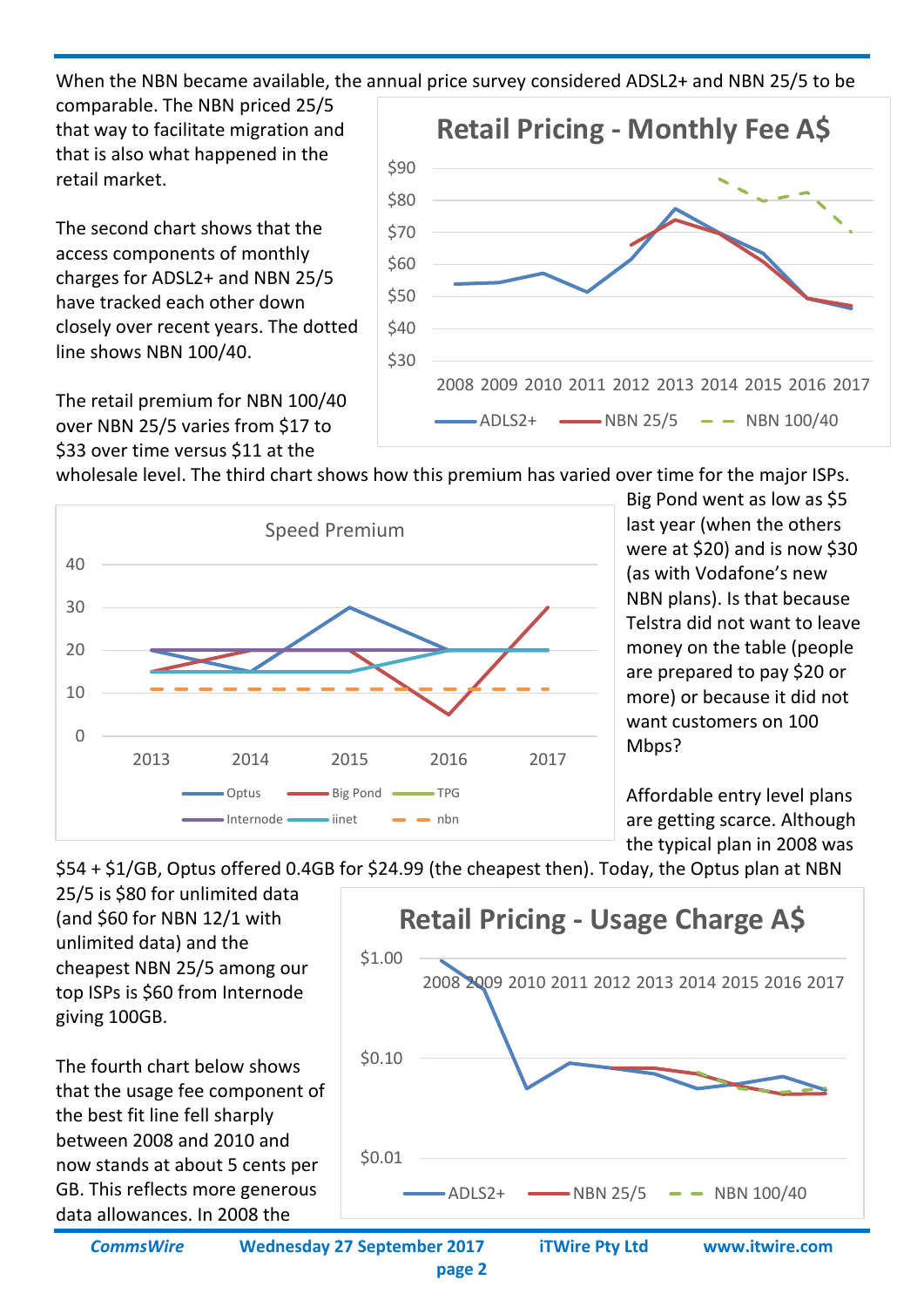When the NBN became available, the annual price survey considered ADSL2+ and NBN 25/5 to be comparable. The NBN priced 25/5 that way to facilitate migration and that is also what happened in the retail market.

The second chart shows that the access components of monthly charges for ADSL2+ and NBN 25/5 have tracked each other down closely over recent years. The dotted line shows NBN 100/40.

The retail premium for NBN 100/40 over NBN 25/5 varies from $17 to $33 over time versus $11 at the wholesale level. The third chart shows how this premium has varied over time for the major ISPs.

Big Pond went as low as $5 last year (when the others were at $20) and is now $30 (as with Vodafone's new NBN plans). Is that because Telstra did not want to leave money on the table (people are prepared to pay $20 or more) or because it did not want customers on 100 Mbps?

Affordable entry level plans are getting scarce. Although the typical plan in 2008 was $54 + $1/GB, Optus offered 0.4GB for $24.99 (the cheapest then). Today, the Optus plan at NBN 25/5 is $80 for unlimited data (and $60 for NBN 12/1 with unlimited data) and the cheapest NBN 25/5 among our top ISPs is $60 from Internode giving 100GB.

The fourth chart below shows that the usage fee component of the best fit line fell sharply between 2008 and 2010 and now stands at about 5 cents per GB. This reflects more generous data allowances. In 2008 the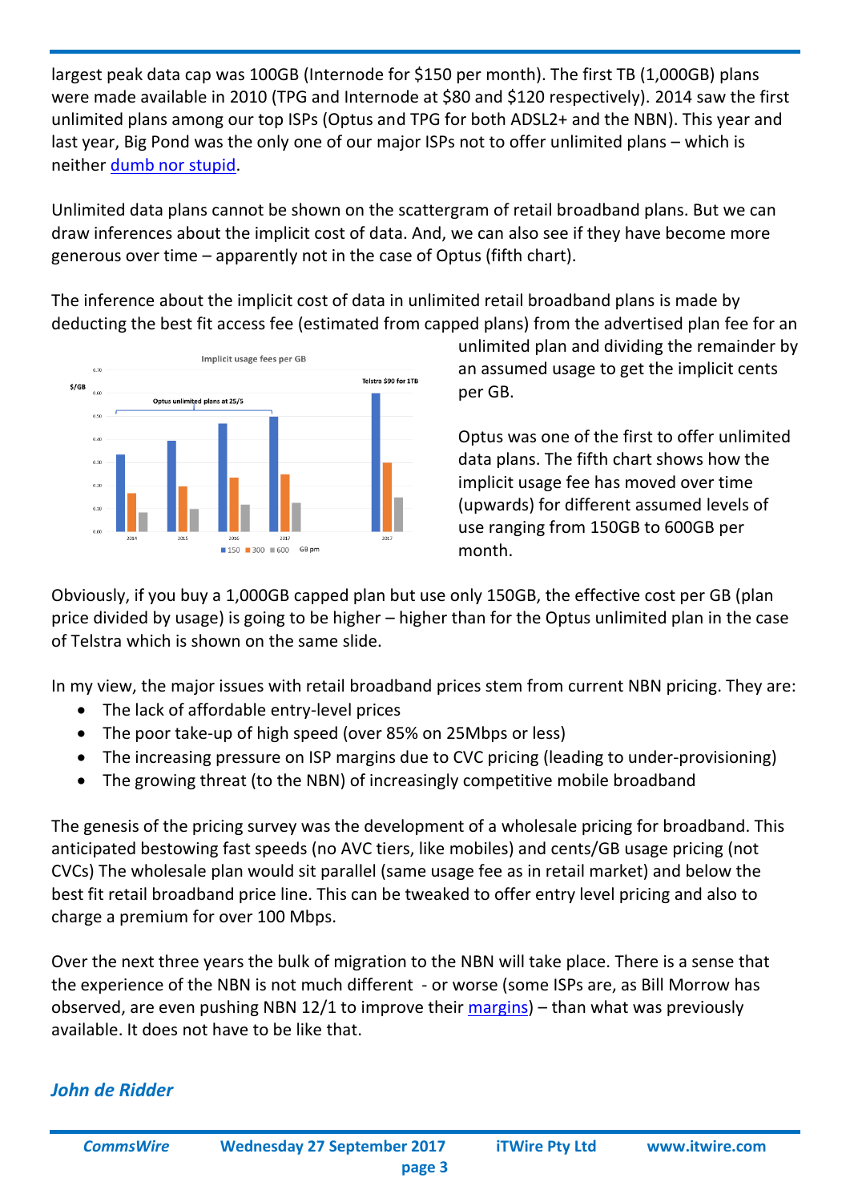largest peak data cap was 100GB (Internode for $150 per month). The first TB (1,000GB) plans were made available in 2010 (TPG and Internode at $80 and $120 respectively). 2014 saw the first unlimited plans among our top ISPs (Optus and TPG for both ADSL2+ and the NBN). This year and last year, Big Pond was the only one of our major ISPs not to offer unlimited plans – which is neither dumb nor stupid.

Unlimited data plans cannot be shown on the scattergram of retail broadband plans. But we can draw inferences about the implicit cost of data. And, we can also see if they have become more generous over time – apparently not in the case of Optus (fifth chart).

The inference about the implicit cost of data in unlimited retail broadband plans is made by deducting the best fit access fee (estimated from capped plans) from the advertised plan fee for an unlimited plan and dividing the remainder by an assumed usage to get the implicit cents per GB.

Implicit usage fees per GB

$/GB

0.70
0.60
0.50
0.40
0.30
0.20
0.10
0.00

Optus unlimited plans at 25/5

Telstra $90 for 1TB

2014
2015
2016
2017
2017

150 300 600 GB pm

Optus was one of the first to offer unlimited data plans. The fifth chart shows how the implicit usage fee has moved over time (upwards) for different assumed levels of use ranging from 150GB to 600GB per month.

Obviously, if you buy a 1,000GB capped plan but use only 150GB, the effective cost per GB (plan price divided by usage) is going to be higher – higher than for the Optus unlimited plan in the case of Telstra which is shown on the same slide.

In my view, the major issues with retail broadband prices stem from current NBN pricing. They are:

- The lack of affordable entry-level prices
- The poor take-up of high speed (over 85% on 25Mbps or less)
- The increasing pressure on ISP margins due to CVC pricing (leading to under-provisioning)
- The growing threat (to the NBN) of increasingly competitive mobile broadband

The genesis of the pricing survey was the development of a wholesale pricing for broadband. This anticipated bestowing fast speeds (no AVC tiers, like mobiles) and cents/GB usage pricing (not CVCs) The wholesale plan would sit parallel (same usage fee as in retail market) and below the best fit retail broadband price line. This can be tweaked to offer entry level pricing and also to charge a premium for over 100 Mbps.

Over the next three years the bulk of migration to the NBN will take place. There is a sense that the experience of the NBN is not much different - or worse (some ISPs are, as Bill Morrow has observed, are even pushing NBN 12/1 to improve their margins) – than what was previously available. It does not have to be like that.

***John de Ridder***